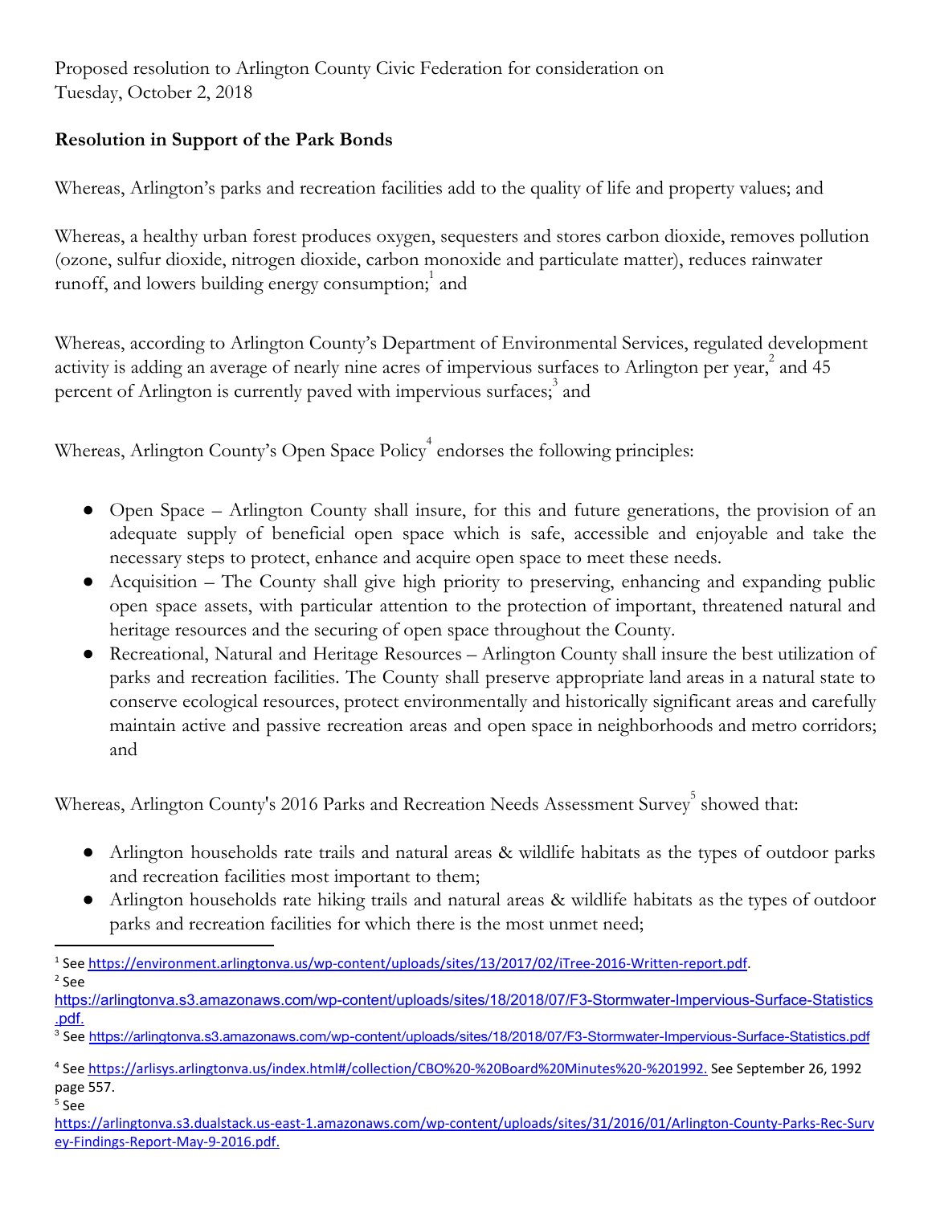Proposed resolution to Arlington County Civic Federation for consideration on Tuesday, October 2, 2018

**Resolution in Support of the Park Bonds**

Whereas, Arlington's parks and recreation facilities add to the quality of life and property values; and

Whereas, a healthy urban forest produces oxygen, sequesters and stores carbon dioxide, removes pollution (ozone, sulfur dioxide, nitrogen dioxide, carbon monoxide and particulate matter), reduces rainwater runoff, and lowers building energy consumption;[1] and

Whereas, according to Arlington County's Department of Environmental Services, regulated development activity is adding an average of nearly nine acres of impervious surfaces to Arlington per year,[2] and 45 percent of Arlington is currently paved with impervious surfaces;[3] and

Whereas, Arlington County's Open Space Policy[4] endorses the following principles:

- Open Space – Arlington County shall insure, for this and future generations, the provision of an adequate supply of beneficial open space which is safe, accessible and enjoyable and take the necessary steps to protect, enhance and acquire open space to meet these needs.
- Acquisition – The County shall give high priority to preserving, enhancing and expanding public open space assets, with particular attention to the protection of important, threatened natural and heritage resources and the securing of open space throughout the County.
- Recreational, Natural and Heritage Resources – Arlington County shall insure the best utilization of parks and recreation facilities. The County shall preserve appropriate land areas in a natural state to conserve ecological resources, protect environmentally and historically significant areas and carefully maintain active and passive recreation areas and open space in neighborhoods and metro corridors; and

Whereas, Arlington County's 2016 Parks and Recreation Needs Assessment Survey[5] showed that:

- Arlington households rate trails and natural areas & wildlife habitats as the types of outdoor parks and recreation facilities most important to them;
- Arlington households rate hiking trails and natural areas & wildlife habitats as the types of outdoor parks and recreation facilities for which there is the most unmet need;

---

[1] See https://environment.arlingtonva.us/wp-content/uploads/sites/13/2017/02/iTree-2016-Written-report.pdf.

[2] See https://arlingtonva.s3.amazonaws.com/wp-content/uploads/sites/18/2018/07/F3-Stormwater-Impervious-Surface-Statistics.pdf.

[3] See https://arlingtonva.s3.amazonaws.com/wp-content/uploads/sites/18/2018/07/F3-Stormwater-Impervious-Surface-Statistics.pdf

[4] See https://arlisys.arlingtonva.us/index.html#/collection/CBO%20-%20Board%20Minutes%20-%201992. See September 26, 1992 page 557.

[5] See https://arlingtonva.s3.dualstack.us-east-1.amazonaws.com/wp-content/uploads/sites/31/2016/01/Arlington-County-Parks-Rec-Survey-Findings-Report-May-9-2016.pdf.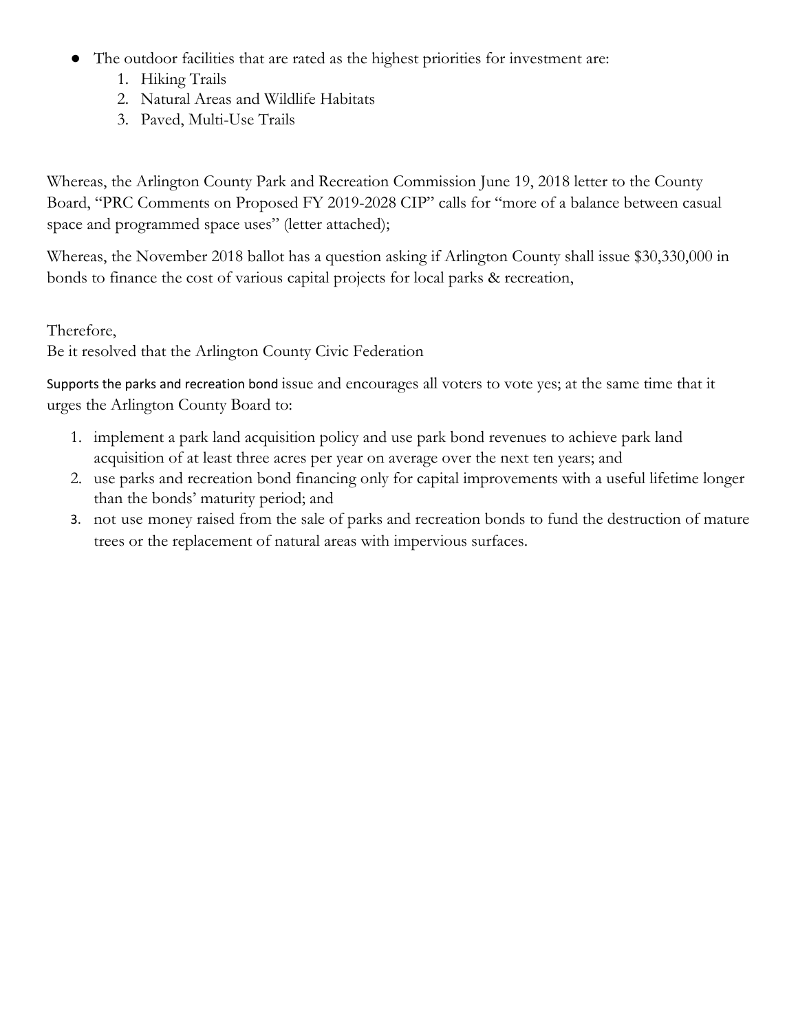- The outdoor facilities that are rated as the highest priorities for investment are:
    1. Hiking Trails
    2. Natural Areas and Wildlife Habitats
    3. Paved, Multi-Use Trails

Whereas, the Arlington County Park and Recreation Commission June 19, 2018 letter to the County Board, "PRC Comments on Proposed FY 2019-2028 CIP" calls for "more of a balance between casual space and programmed space uses" (letter attached);

Whereas, the November 2018 ballot has a question asking if Arlington County shall issue $30,330,000 in bonds to finance the cost of various capital projects for local parks & recreation,

Therefore,
Be it resolved that the Arlington County Civic Federation

Supports the parks and recreation bond issue and encourages all voters to vote yes; at the same time that it urges the Arlington County Board to:

1. implement a park land acquisition policy and use park bond revenues to achieve park land acquisition of at least three acres per year on average over the next ten years; and
2. use parks and recreation bond financing only for capital improvements with a useful lifetime longer than the bonds' maturity period; and
3. not use money raised from the sale of parks and recreation bonds to fund the destruction of mature trees or the replacement of natural areas with impervious surfaces.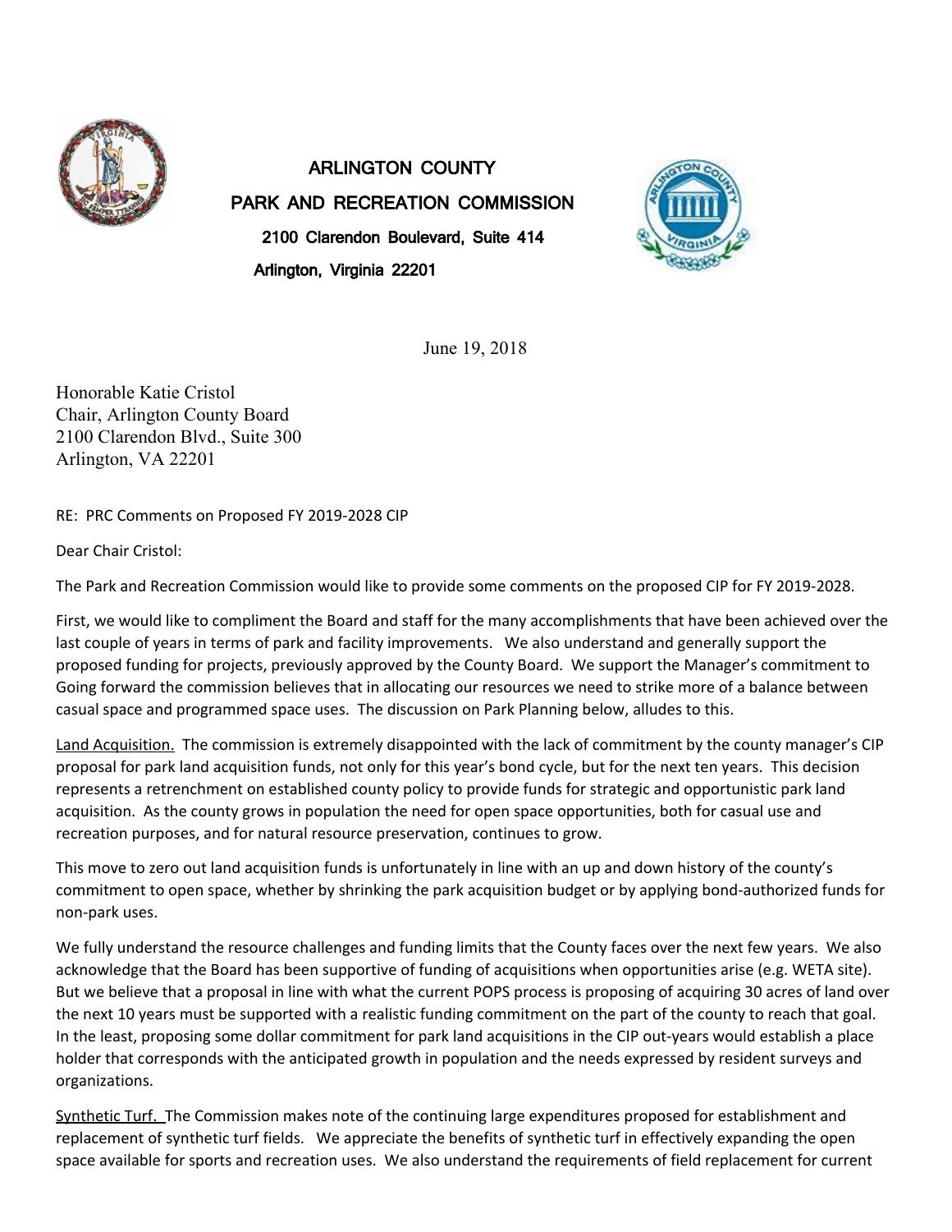ARLINGTON COUNTY

PARK AND RECREATION COMMISSION

2100 Clarendon Boulevard, Suite 414

Arlington, Virginia 22201

June 19, 2018

Honorable Katie Cristol
Chair, Arlington County Board
2100 Clarendon Blvd., Suite 300
Arlington, VA 22201

RE: PRC Comments on Proposed FY 2019-2028 CIP

Dear Chair Cristol:

The Park and Recreation Commission would like to provide some comments on the proposed CIP for FY 2019-2028.

First, we would like to compliment the Board and staff for the many accomplishments that have been achieved over the last couple of years in terms of park and facility improvements. We also understand and generally support the proposed funding for projects, previously approved by the County Board. We support the Manager's commitment to Going forward the commission believes that in allocating our resources we need to strike more of a balance between casual space and programmed space uses. The discussion on Park Planning below, alludes to this.

Land Acquisition. The commission is extremely disappointed with the lack of commitment by the county manager's CIP proposal for park land acquisition funds, not only for this year's bond cycle, but for the next ten years. This decision represents a retrenchment on established county policy to provide funds for strategic and opportunistic park land acquisition. As the county grows in population the need for open space opportunities, both for casual use and recreation purposes, and for natural resource preservation, continues to grow.

This move to zero out land acquisition funds is unfortunately in line with an up and down history of the county's commitment to open space, whether by shrinking the park acquisition budget or by applying bond-authorized funds for non-park uses.

We fully understand the resource challenges and funding limits that the County faces over the next few years. We also acknowledge that the Board has been supportive of funding of acquisitions when opportunities arise (e.g. WETA site). But we believe that a proposal in line with what the current POPS process is proposing of acquiring 30 acres of land over the next 10 years must be supported with a realistic funding commitment on the part of the county to reach that goal. In the least, proposing some dollar commitment for park land acquisitions in the CIP out-years would establish a place holder that corresponds with the anticipated growth in population and the needs expressed by resident surveys and organizations.

Synthetic Turf. The Commission makes note of the continuing large expenditures proposed for establishment and replacement of synthetic turf fields. We appreciate the benefits of synthetic turf in effectively expanding the open space available for sports and recreation uses. We also understand the requirements of field replacement for current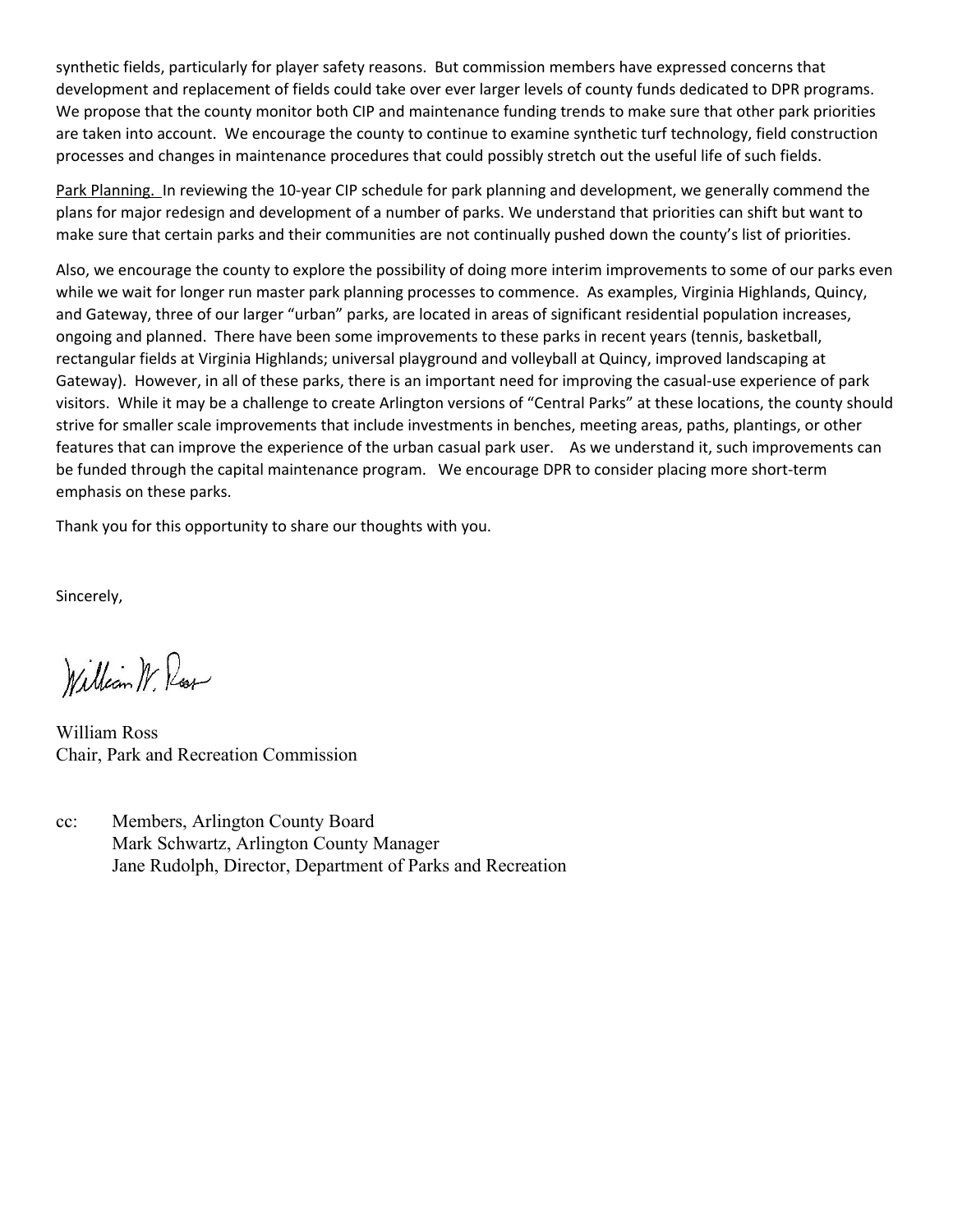synthetic fields, particularly for player safety reasons. But commission members have expressed concerns that development and replacement of fields could take over ever larger levels of county funds dedicated to DPR programs. We propose that the county monitor both CIP and maintenance funding trends to make sure that other park priorities are taken into account. We encourage the county to continue to examine synthetic turf technology, field construction processes and changes in maintenance procedures that could possibly stretch out the useful life of such fields.

Park Planning. In reviewing the 10-year CIP schedule for park planning and development, we generally commend the plans for major redesign and development of a number of parks. We understand that priorities can shift but want to make sure that certain parks and their communities are not continually pushed down the county's list of priorities.

Also, we encourage the county to explore the possibility of doing more interim improvements to some of our parks even while we wait for longer run master park planning processes to commence. As examples, Virginia Highlands, Quincy, and Gateway, three of our larger "urban" parks, are located in areas of significant residential population increases, ongoing and planned. There have been some improvements to these parks in recent years (tennis, basketball, rectangular fields at Virginia Highlands; universal playground and volleyball at Quincy, improved landscaping at Gateway). However, in all of these parks, there is an important need for improving the casual-use experience of park visitors. While it may be a challenge to create Arlington versions of "Central Parks" at these locations, the county should strive for smaller scale improvements that include investments in benches, meeting areas, paths, plantings, or other features that can improve the experience of the urban casual park user. As we understand it, such improvements can be funded through the capital maintenance program. We encourage DPR to consider placing more short-term emphasis on these parks.

Thank you for this opportunity to share our thoughts with you.

Sincerely,

William W. Ross

William Ross
Chair, Park and Recreation Commission

cc: Members, Arlington County Board
Mark Schwartz, Arlington County Manager
Jane Rudolph, Director, Department of Parks and Recreation